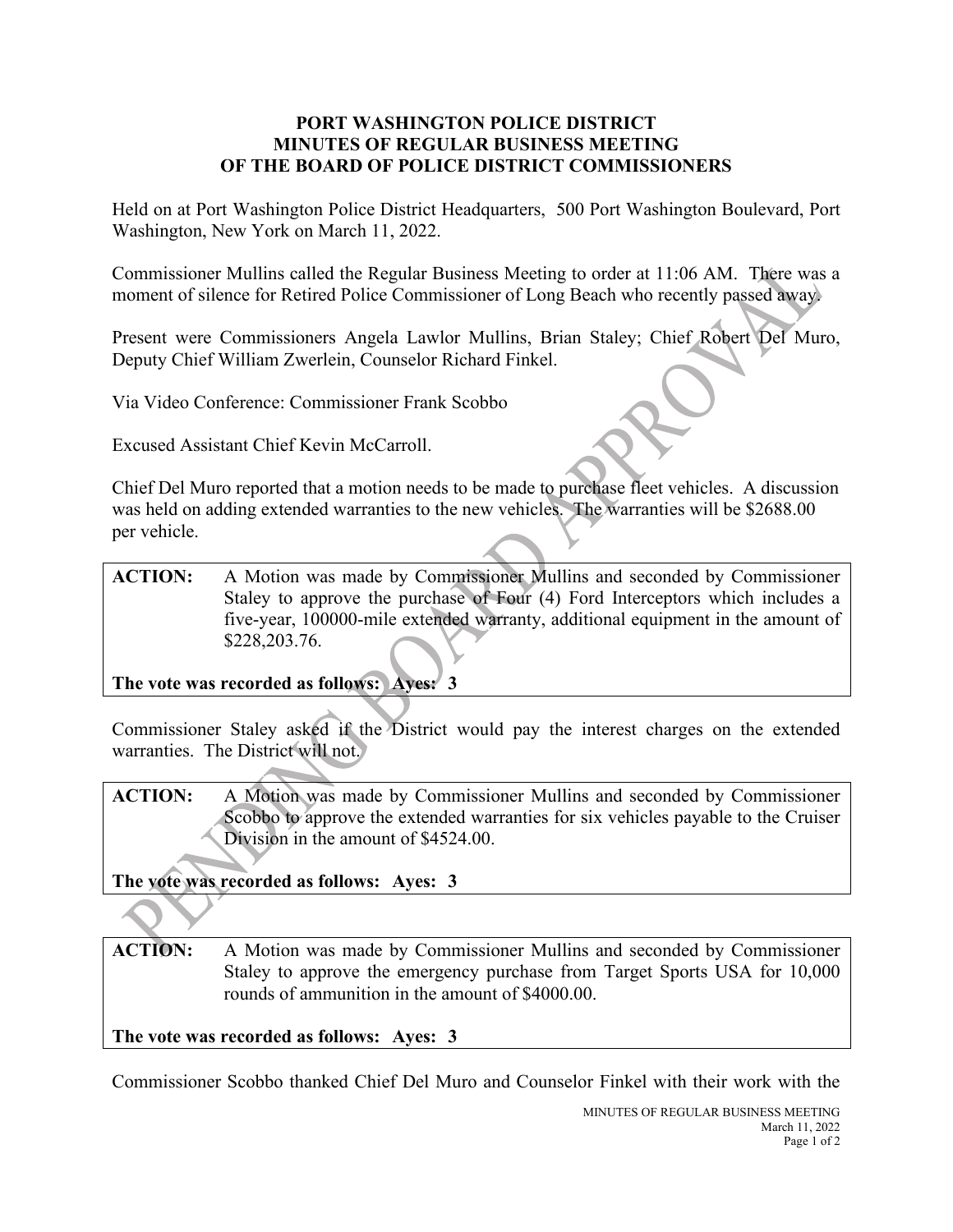# PORT WASHINGTON POLICE DISTRICT
# MINUTES OF REGULAR BUSINESS MEETING
# OF THE BOARD OF POLICE DISTRICT COMMISSIONERS

Held on at Port Washington Police District Headquarters, 500 Port Washington Boulevard, Port Washington, New York on March 11, 2022.

Commissioner Mullins called the Regular Business Meeting to order at 11:06 AM. There was a moment of silence for Retired Police Commissioner of Long Beach who recently passed away.

Present were Commissioners Angela Lawlor Mullins, Brian Staley; Chief Robert Del Muro, Deputy Chief William Zwerlein, Counselor Richard Finkel.

Via Video Conference: Commissioner Frank Scobbo

Excused Assistant Chief Kevin McCarroll.

Chief Del Muro reported that a motion needs to be made to purchase fleet vehicles. A discussion was held on adding extended warranties to the new vehicles. The warranties will be $2688.00 per vehicle.

**ACTION:** A Motion was made by Commissioner Mullins and seconded by Commissioner Staley to approve the purchase of Four (4) Ford Interceptors which includes a five-year, 100000-mile extended warranty, additional equipment in the amount of $228,203.76.

**The vote was recorded as follows: Ayes: 3**

Commissioner Staley asked if the District would pay the interest charges on the extended warranties. The District will not.

**ACTION:** A Motion was made by Commissioner Mullins and seconded by Commissioner Scobbo to approve the extended warranties for six vehicles payable to the Cruiser Division in the amount of $4524.00.

**The vote was recorded as follows: Ayes: 3**

**ACTION:** A Motion was made by Commissioner Mullins and seconded by Commissioner Staley to approve the emergency purchase from Target Sports USA for 10,000 rounds of ammunition in the amount of $4000.00.

**The vote was recorded as follows: Ayes: 3**

Commissioner Scobbo thanked Chief Del Muro and Counselor Finkel with their work with the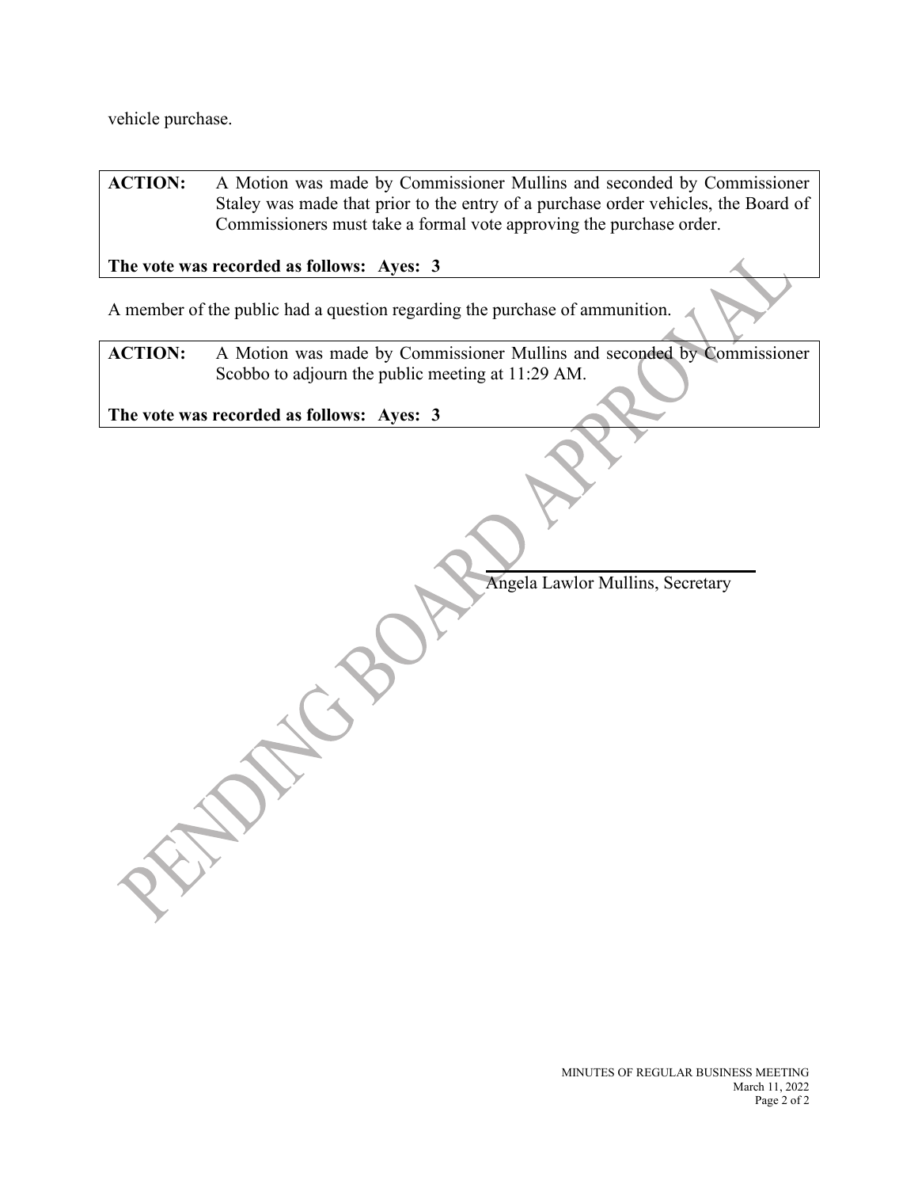vehicle purchase.

**ACTION:** A Motion was made by Commissioner Mullins and seconded by Commissioner Staley was made that prior to the entry of a purchase order vehicles, the Board of Commissioners must take a formal vote approving the purchase order.

**The vote was recorded as follows: Ayes: 3**

A member of the public had a question regarding the purchase of ammunition.

**ACTION:** A Motion was made by Commissioner Mullins and seconded by Commissioner Scobbo to adjourn the public meeting at 11:29 AM.

**The vote was recorded as follows: Ayes: 3**

PENDING BOARD APPROVAL

Angela Lawlor Mullins, Secretary